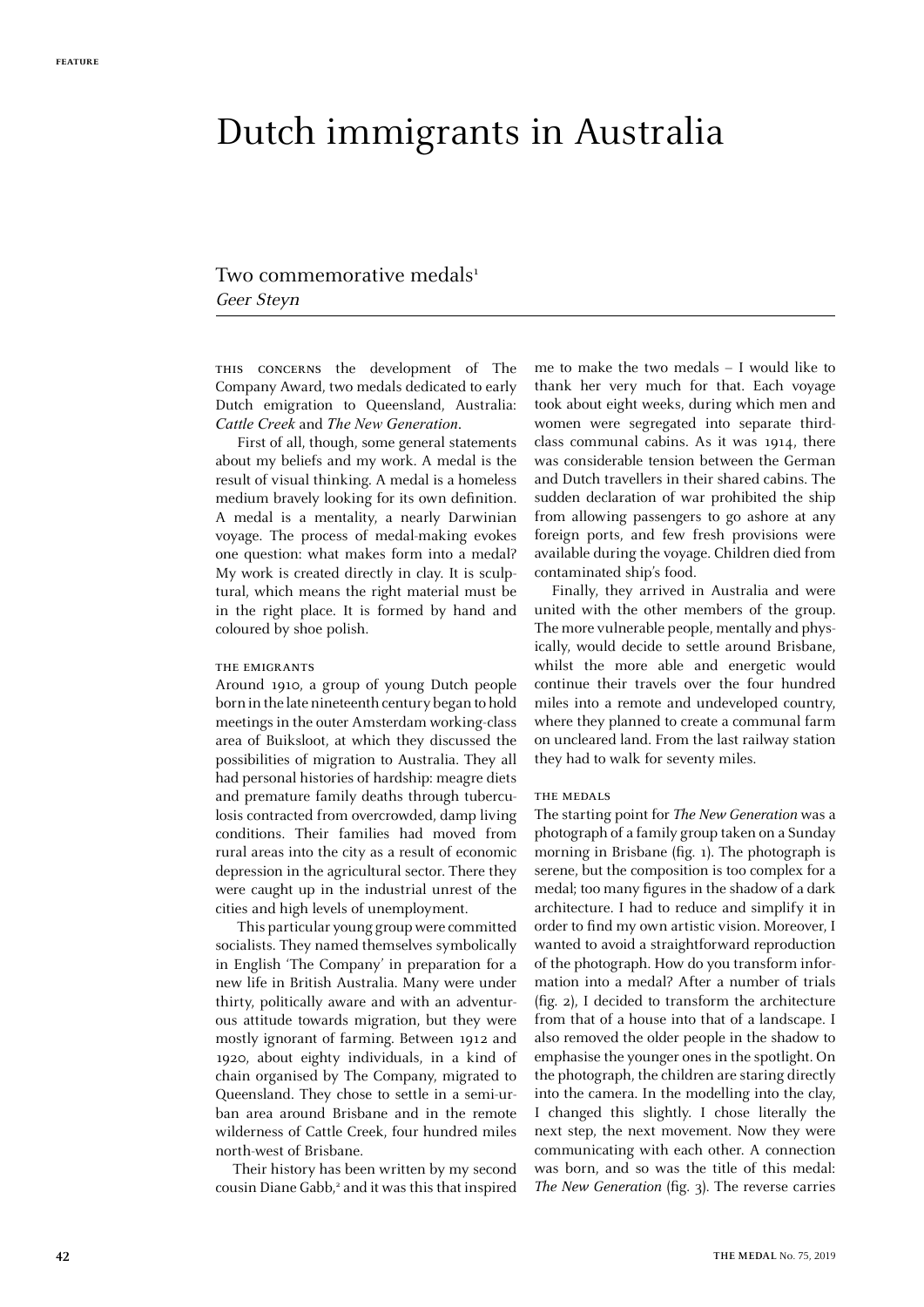# Dutch immigrants in Australia

## Two commemorative medals[1]

*Geer Steyn*

THIS CONCERNS the development of The Company Award, two medals dedicated to early Dutch emigration to Queensland, Australia: *Cattle Creek* and *The New Generation*.

First of all, though, some general statements about my beliefs and my work. A medal is the result of visual thinking. A medal is a homeless medium bravely looking for its own definition. A medal is a mentality, a nearly Darwinian voyage. The process of medal-making evokes one question: what makes form into a medal? My work is created directly in clay. It is sculptural, which means the right material must be in the right place. It is formed by hand and coloured by shoe polish.

### THE EMIGRANTS

Around 1910, a group of young Dutch people born in the late nineteenth century began to hold meetings in the outer Amsterdam working-class area of Buiksloot, at which they discussed the possibilities of migration to Australia. They all had personal histories of hardship: meagre diets and premature family deaths through tuberculosis contracted from overcrowded, damp living conditions. Their families had moved from rural areas into the city as a result of economic depression in the agricultural sector. There they were caught up in the industrial unrest of the cities and high levels of unemployment.

This particular young group were committed socialists. They named themselves symbolically in English 'The Company' in preparation for a new life in British Australia. Many were under thirty, politically aware and with an adventurous attitude towards migration, but they were mostly ignorant of farming. Between 1912 and 1920, about eighty individuals, in a kind of chain organised by The Company, migrated to Queensland. They chose to settle in a semi-urban area around Brisbane and in the remote wilderness of Cattle Creek, four hundred miles north-west of Brisbane.

Their history has been written by my second cousin Diane Gabb,[2] and it was this that inspired me to make the two medals – I would like to thank her very much for that. Each voyage took about eight weeks, during which men and women were segregated into separate third-class communal cabins. As it was 1914, there was considerable tension between the German and Dutch travellers in their shared cabins. The sudden declaration of war prohibited the ship from allowing passengers to go ashore at any foreign ports, and few fresh provisions were available during the voyage. Children died from contaminated ship's food.

Finally, they arrived in Australia and were united with the other members of the group. The more vulnerable people, mentally and physically, would decide to settle around Brisbane, whilst the more able and energetic would continue their travels over the four hundred miles into a remote and undeveloped country, where they planned to create a communal farm on uncleared land. From the last railway station they had to walk for seventy miles.

### THE MEDALS

The starting point for *The New Generation* was a photograph of a family group taken on a Sunday morning in Brisbane (fig. 1). The photograph is serene, but the composition is too complex for a medal; too many figures in the shadow of a dark architecture. I had to reduce and simplify it in order to find my own artistic vision. Moreover, I wanted to avoid a straightforward reproduction of the photograph. How do you transform information into a medal? After a number of trials (fig. 2), I decided to transform the architecture from that of a house into that of a landscape. I also removed the older people in the shadow to emphasise the younger ones in the spotlight. On the photograph, the children are staring directly into the camera. In the modelling into the clay, I changed this slightly. I chose literally the next step, the next movement. Now they were communicating with each other. A connection was born, and so was the title of this medal: *The New Generation* (fig. 3). The reverse carries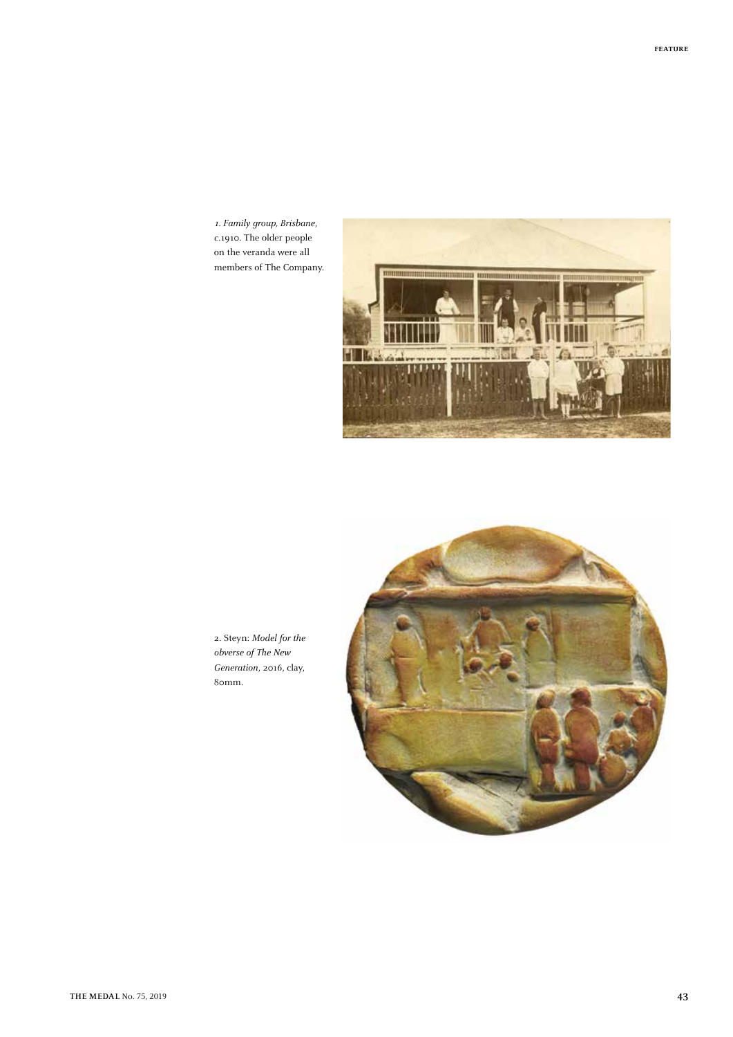*1. Family group, Brisbane, c.*1910. The older people on the veranda were all members of The Company.

2. Steyn: *Model for the obverse of The New Generation*, 2016, clay, 80mm.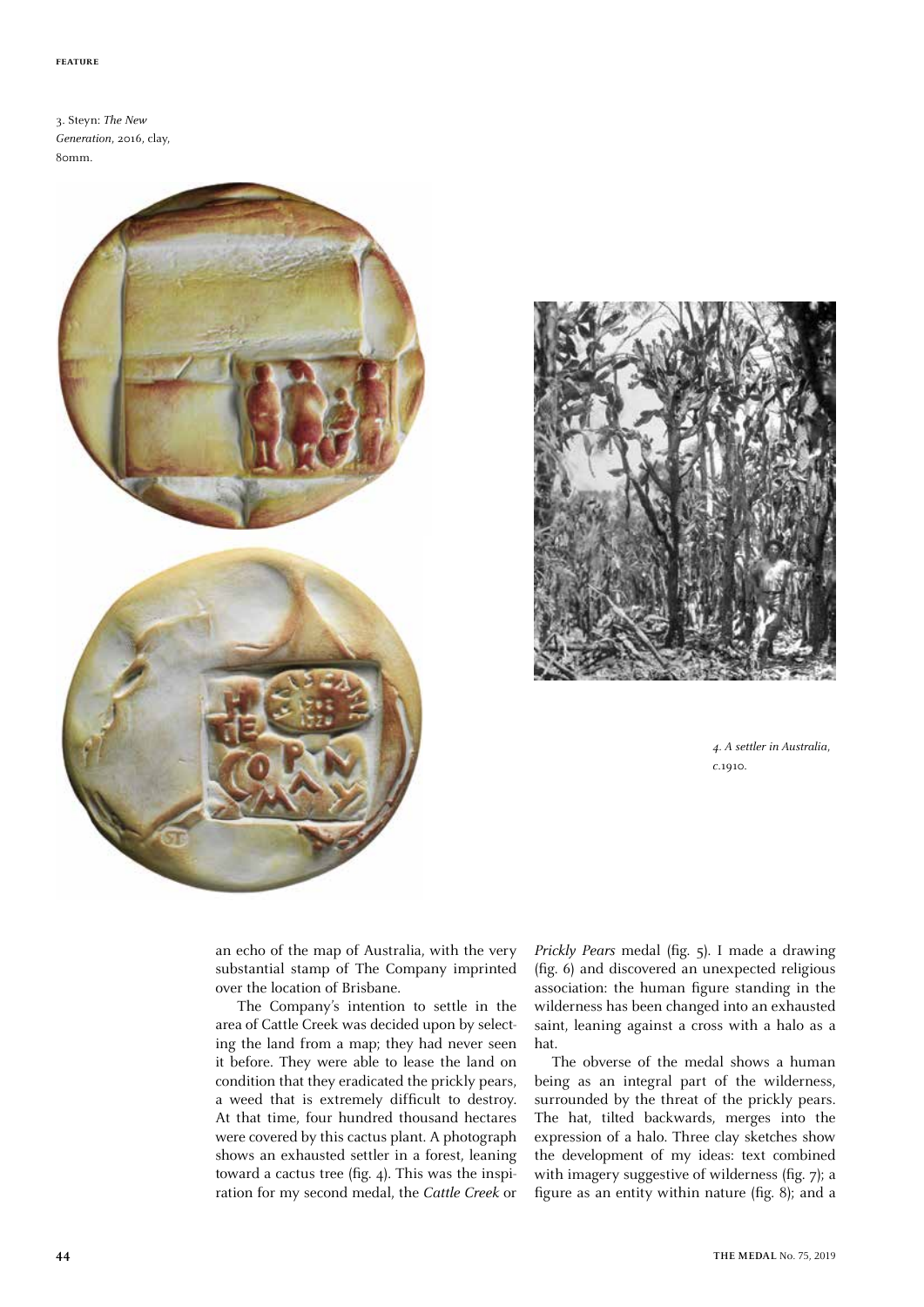3. Steyn: *The New Generation*, 2016, clay, 80mm.

*4. A settler in Australia, c.1910.*

an echo of the map of Australia, with the very substantial stamp of The Company imprinted over the location of Brisbane.

The Company's intention to settle in the area of Cattle Creek was decided upon by selecting the land from a map; they had never seen it before. They were able to lease the land on condition that they eradicated the prickly pears, a weed that is extremely difficult to destroy. At that time, four hundred thousand hectares were covered by this cactus plant. A photograph shows an exhausted settler in a forest, leaning toward a cactus tree (fig. 4). This was the inspiration for my second medal, the *Cattle Creek* or *Prickly Pears* medal (fig. 5). I made a drawing (fig. 6) and discovered an unexpected religious association: the human figure standing in the wilderness has been changed into an exhausted saint, leaning against a cross with a halo as a hat.

The obverse of the medal shows a human being as an integral part of the wilderness, surrounded by the threat of the prickly pears. The hat, tilted backwards, merges into the expression of a halo. Three clay sketches show the development of my ideas: text combined with imagery suggestive of wilderness (fig. 7); a figure as an entity within nature (fig. 8); and a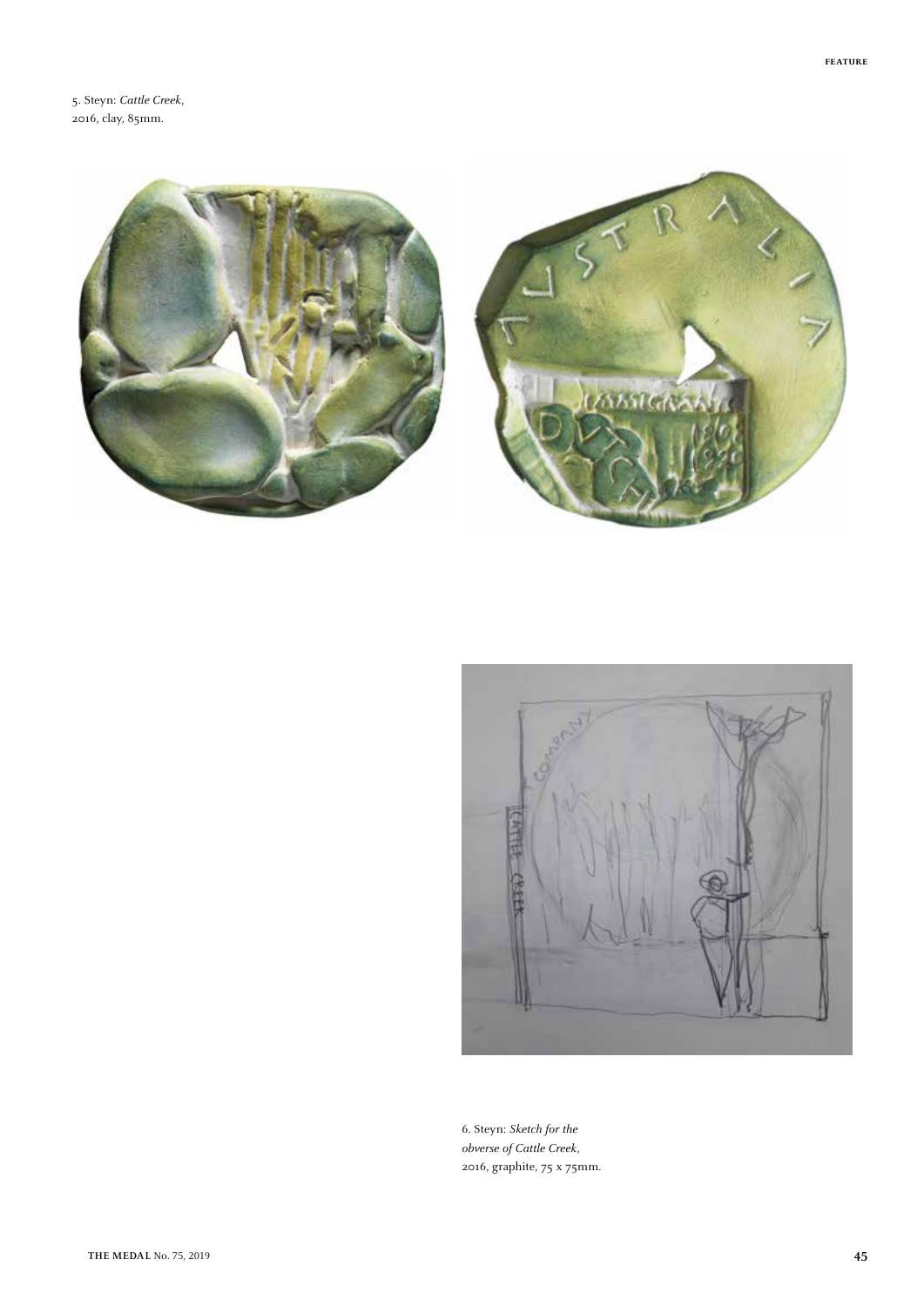5. Steyn: *Cattle Creek*,
2016, clay, 85mm.

6. Steyn: *Sketch for the obverse of Cattle Creek*,
2016, graphite, 75 x 75mm.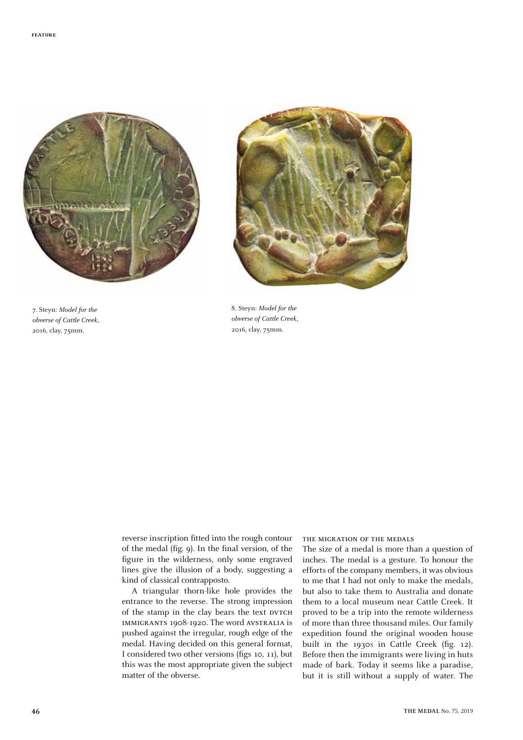7. Steyn: *Model for the obverse of Cattle Creek*, 2016, clay, 75mm.

8. Steyn: *Model for the obverse of Cattle Creek*, 2016, clay, 75mm.

reverse inscription fitted into the rough contour of the medal (fig. 9). In the final version, of the figure in the wilderness, only some engraved lines give the illusion of a body, suggesting a kind of classical contrapposto.

A triangular thorn-like hole provides the entrance to the reverse. The strong impression of the stamp in the clay bears the text DVTCH IMMIGRANTS 1908-1920. The word AVSTRALIA is pushed against the irregular, rough edge of the medal. Having decided on this general format, I considered two other versions (figs 10, 11), but this was the most appropriate given the subject matter of the obverse.

### THE MIGRATION OF THE MEDALS

The size of a medal is more than a question of inches. The medal is a gesture. To honour the efforts of the company members, it was obvious to me that I had not only to make the medals, but also to take them to Australia and donate them to a local museum near Cattle Creek. It proved to be a trip into the remote wilderness of more than three thousand miles. Our family expedition found the original wooden house built in the 1930s in Cattle Creek (fig. 12). Before then the immigrants were living in huts made of bark. Today it seems like a paradise, but it is still without a supply of water. The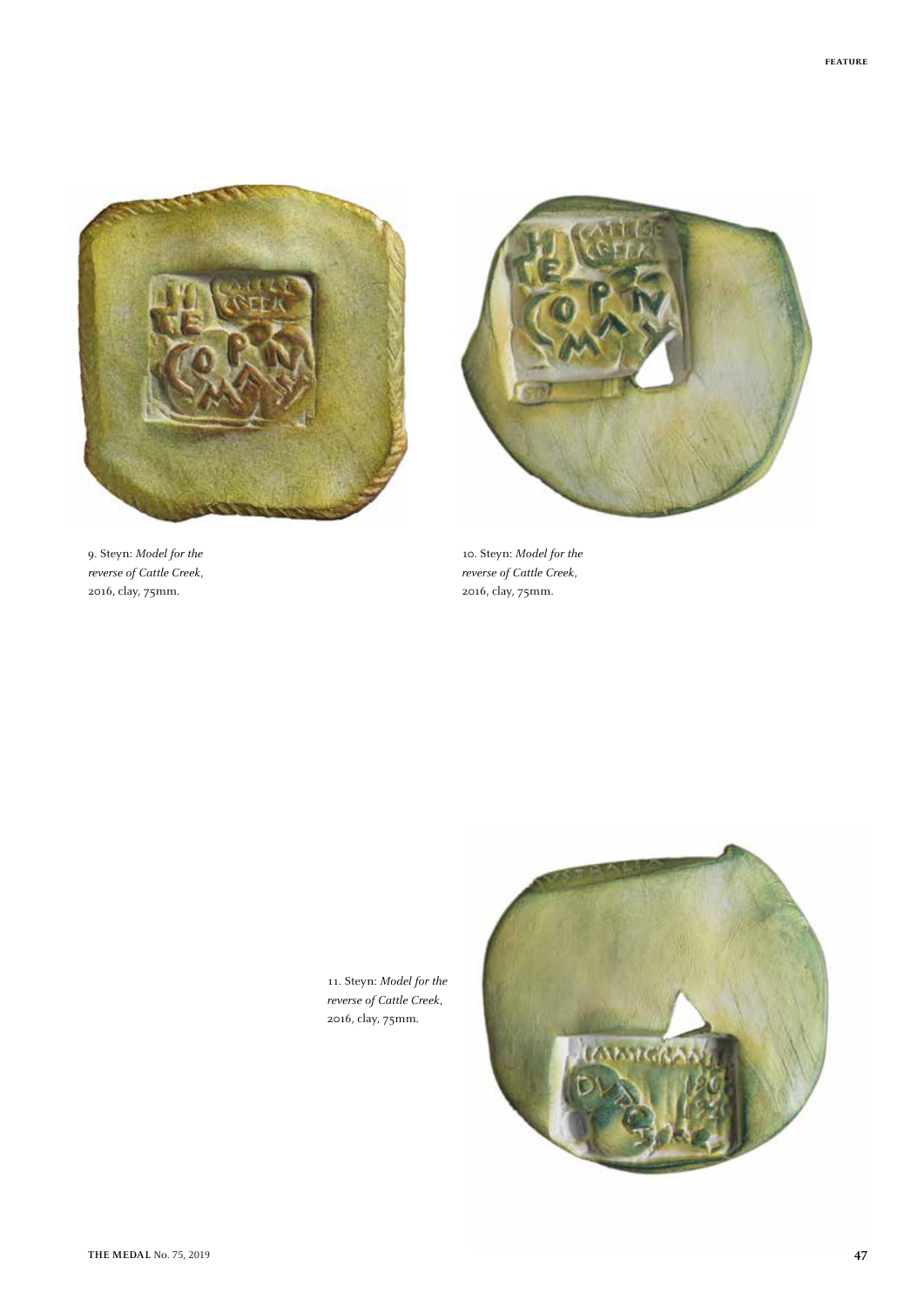9. Steyn: *Model for the reverse of Cattle Creek*, 2016, clay, 75mm.

10. Steyn: *Model for the reverse of Cattle Creek*, 2016, clay, 75mm.

11. Steyn: *Model for the reverse of Cattle Creek*, 2016, clay, 75mm.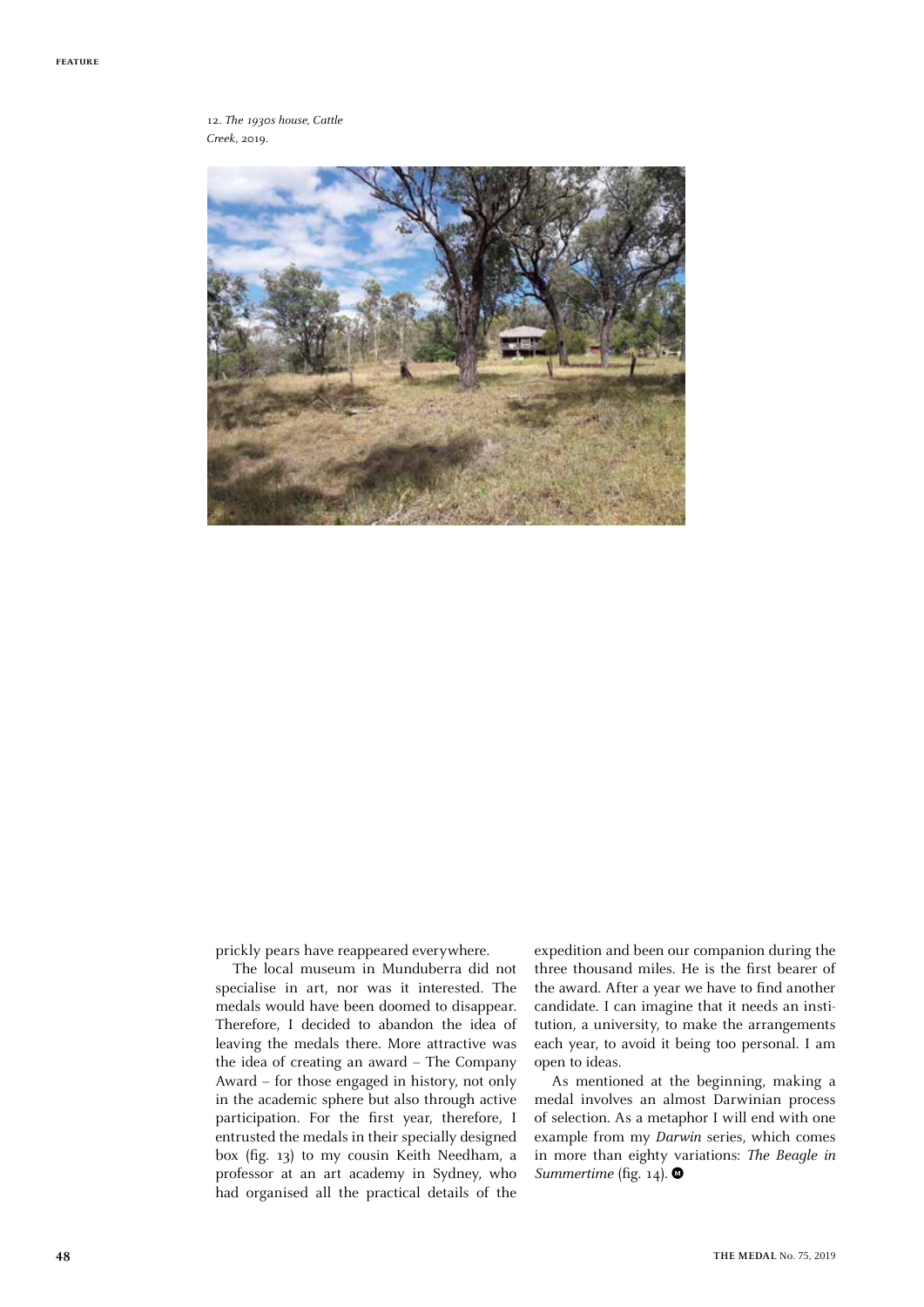*12. The 1930s house, Cattle Creek, 2019.*

prickly pears have reappeared everywhere.

The local museum in Munduberra did not specialise in art, nor was it interested. The medals would have been doomed to disappear. Therefore, I decided to abandon the idea of leaving the medals there. More attractive was the idea of creating an award – The Company Award – for those engaged in history, not only in the academic sphere but also through active participation. For the first year, therefore, I entrusted the medals in their specially designed box (fig. 13) to my cousin Keith Needham, a professor at an art academy in Sydney, who had organised all the practical details of the expedition and been our companion during the three thousand miles. He is the first bearer of the award. After a year we have to find another candidate. I can imagine that it needs an institution, a university, to make the arrangements each year, to avoid it being too personal. I am open to ideas.

As mentioned at the beginning, making a medal involves an almost Darwinian process of selection. As a metaphor I will end with one example from my *Darwin* series, which comes in more than eighty variations: *The Beagle in Summertime* (fig. 14).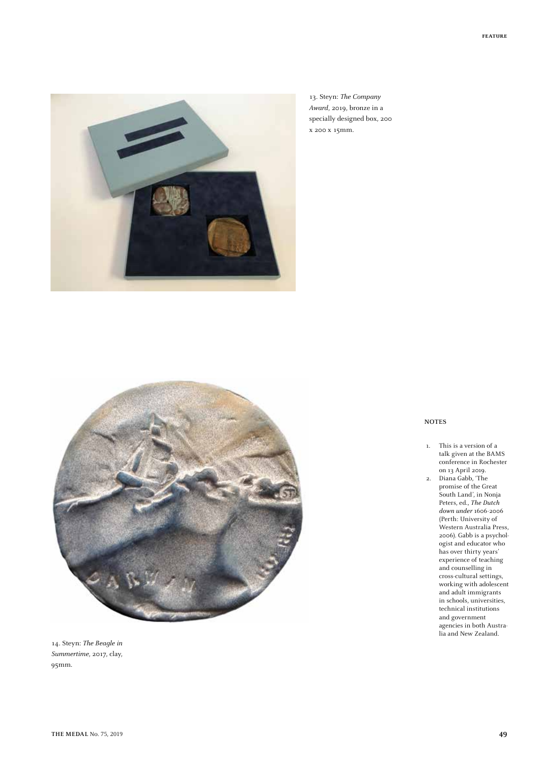13. Steyn: *The Company Award*, 2019, bronze in a specially designed box, 200 x 200 x 15mm.

14. Steyn: *The Beagle in Summertime*, 2017, clay, 95mm.

## NOTES

1. This is a version of a talk given at the BAMS conference in Rochester on 13 April 2019.
2. Diana Gabb, 'The promise of the Great South Land', in Nonja Peters, ed., *The Dutch down under* 1606-2006 (Perth: University of Western Australia Press, 2006). Gabb is a psychologist and educator who has over thirty years' experience of teaching and counselling in cross-cultural settings, working with adolescent and adult immigrants in schools, universities, technical institutions and government agencies in both Australia and New Zealand.